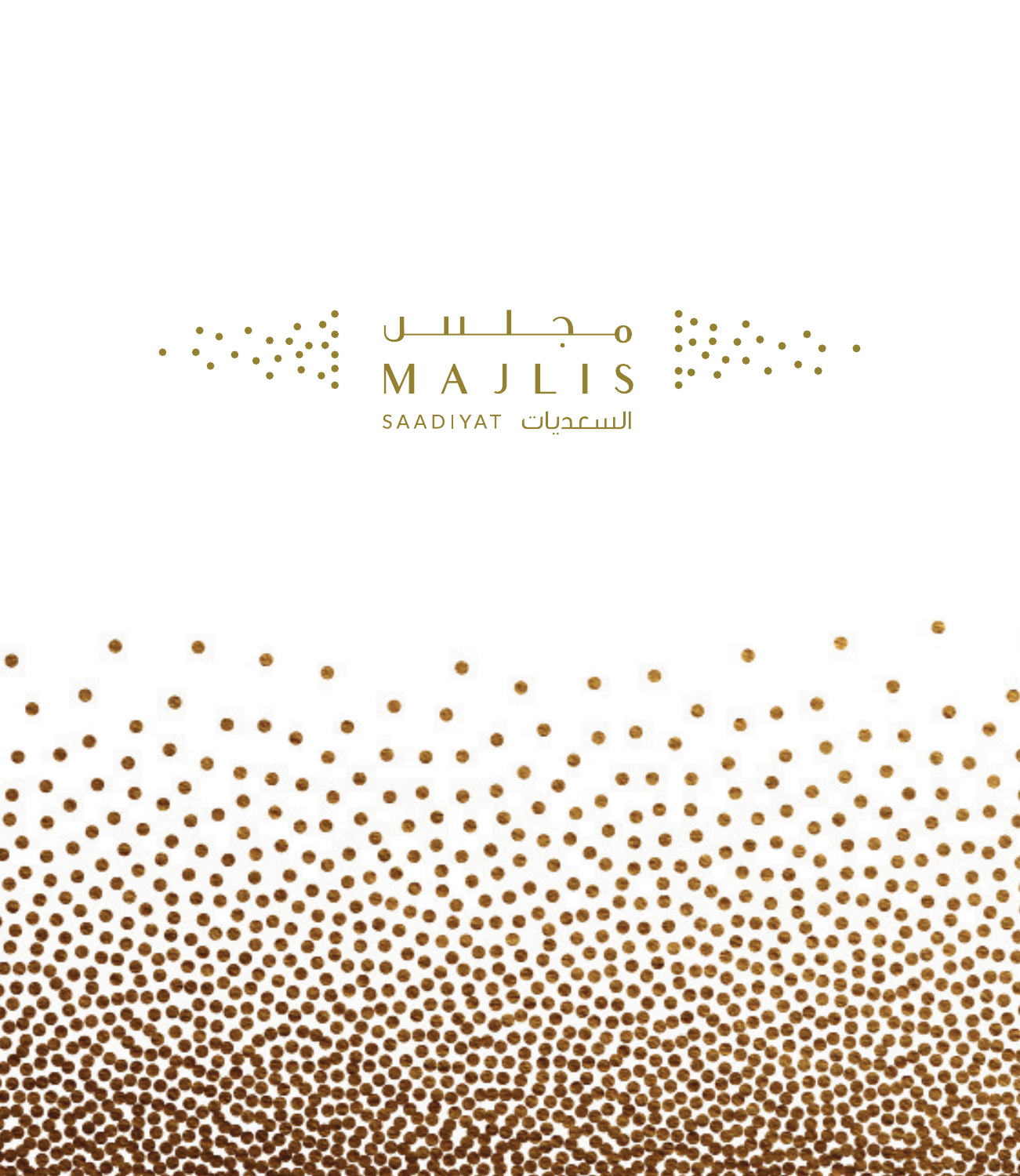مجلس

# MAJLIS

SAADIYAT السعديات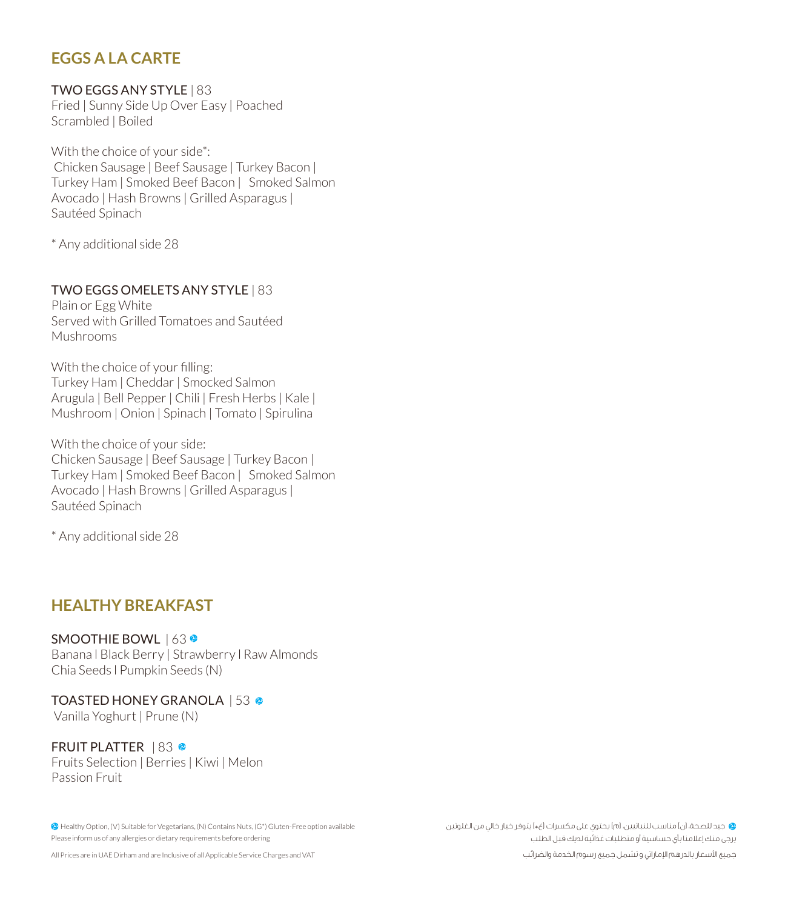## EGGS A LA CARTE

**TWO EGGS ANY STYLE** | 83
Fried | Sunny Side Up Over Easy | Poached
Scrambled | Boiled

With the choice of your side*:
Chicken Sausage | Beef Sausage | Turkey Bacon |
Turkey Ham | Smoked Beef Bacon | Smoked Salmon
Avocado | Hash Browns | Grilled Asparagus |
Sautéed Spinach

* Any additional side 28

**TWO EGGS OMELETS ANY STYLE** | 83
Plain or Egg White
Served with Grilled Tomatoes and Sautéed
Mushrooms

With the choice of your filling:
Turkey Ham | Cheddar | Smocked Salmon
Arugula | Bell Pepper | Chili | Fresh Herbs | Kale |
Mushroom | Onion | Spinach | Tomato | Spirulina

With the choice of your side:
Chicken Sausage | Beef Sausage | Turkey Bacon |
Turkey Ham | Smoked Beef Bacon | Smoked Salmon
Avocado | Hash Browns | Grilled Asparagus |
Sautéed Spinach

* Any additional side 28

## HEALTHY BREAKFAST

**SMOOTHIE BOWL** | 63
Banana l Black Berry | Strawberry l Raw Almonds
Chia Seeds l Pumpkin Seeds (N)

**TOASTED HONEY GRANOLA** | 53
Vanilla Yoghurt | Prune (N)

**FRUIT PLATTER** | 83
Fruits Selection | Berries | Kiwi | Melon
Passion Fruit

Healthy Option, (V) Suitable for Vegetarians, (N) Contains Nuts, (G*) Gluten-Free option available
Please inform us of any allergies or dietary requirements before ordering

All Prices are in UAE Dirham and are Inclusive of all Applicable Service Charges and VAT

جيد للصحة، (ن) مناسب للنباتيين، (م) يحتوي على مكسرات (غ*) يتوفر خيار خالي من الغلوتين
يرجى منك إعلامنا بأي حساسية أو متطلبات غذائية لديك قبل الطلب

جميع الأسعار بالدرهم الإماراتي و تشمل جميع رسوم الخدمة والضرائب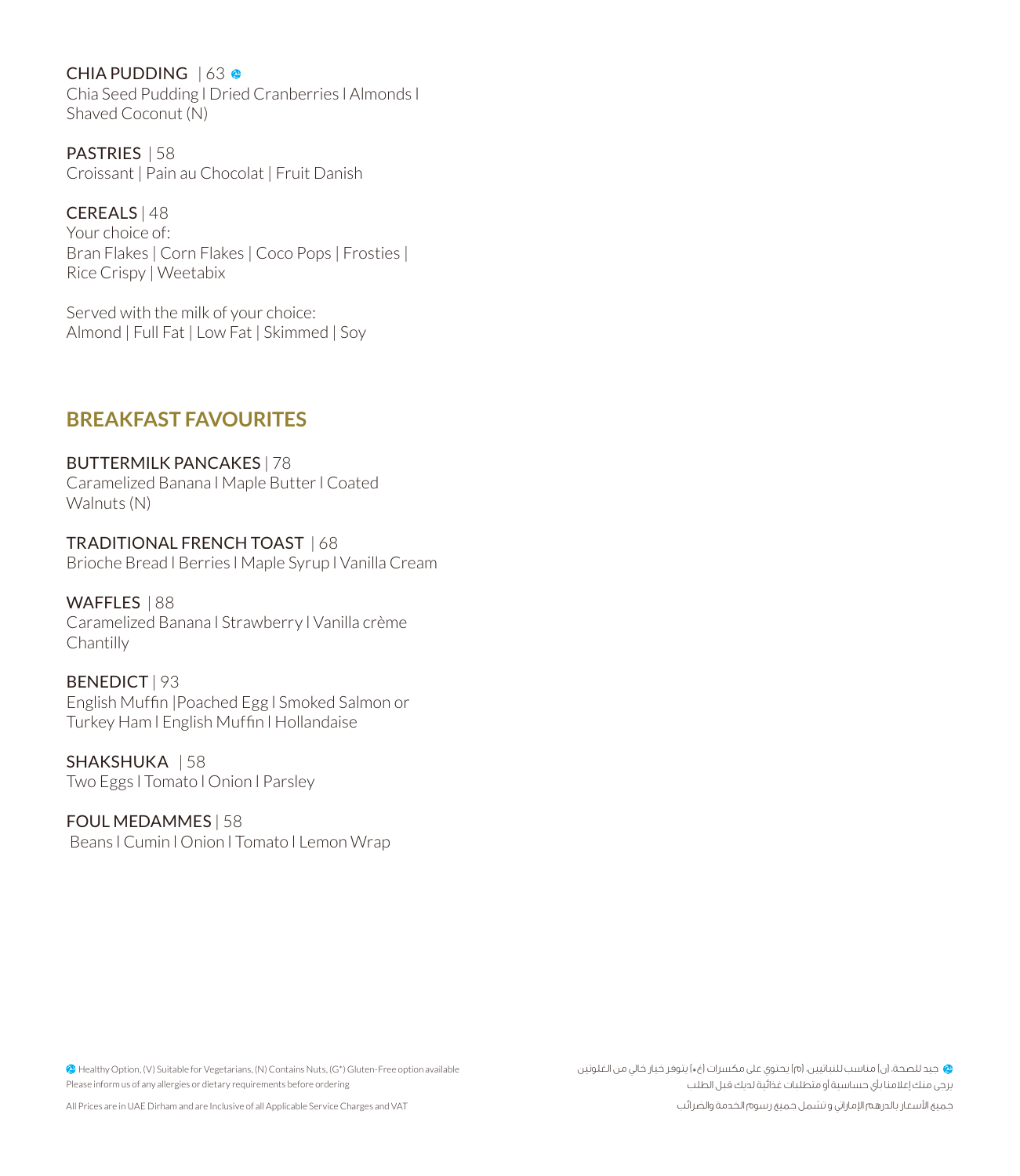CHIA PUDDING | 63
Chia Seed Pudding l Dried Cranberries l Almonds l Shaved Coconut (N)

PASTRIES | 58
Croissant | Pain au Chocolat | Fruit Danish

CEREALS | 48
Your choice of:
Bran Flakes | Corn Flakes | Coco Pops | Frosties | Rice Crispy | Weetabix

Served with the milk of your choice:
Almond | Full Fat | Low Fat | Skimmed | Soy

## BREAKFAST FAVOURITES

BUTTERMILK PANCAKES | 78
Caramelized Banana l Maple Butter l Coated Walnuts (N)

TRADITIONAL FRENCH TOAST | 68
Brioche Bread l Berries l Maple Syrup l Vanilla Cream

WAFFLES | 88
Caramelized Banana l Strawberry l Vanilla crème Chantilly

BENEDICT | 93
English Muffin |Poached Egg l Smoked Salmon or Turkey Ham l English Muffin l Hollandaise

SHAKSHUKA | 58
Two Eggs l Tomato l Onion l Parsley

FOUL MEDAMMES | 58
Beans l Cumin l Onion l Tomato l Lemon Wrap

Healthy Option, (V) Suitable for Vegetarians, (N) Contains Nuts, (G*) Gluten-Free option available
Please inform us of any allergies or dietary requirements before ordering

All Prices are in UAE Dirham and are Inclusive of all Applicable Service Charges and VAT

جيد للصحة، (ن) مناسب للنباتيين، (م) يحتوي على مكسرات (غ*) يتوفر خيار خالي من الغلوتين
يرجى منك إعلامنا بأي حساسية أو متطلبات غذائية لديك قبل الطلب

جميع الأسعار بالدرهم الإماراتي و تشمل جميع رسوم الخدمة والضرائب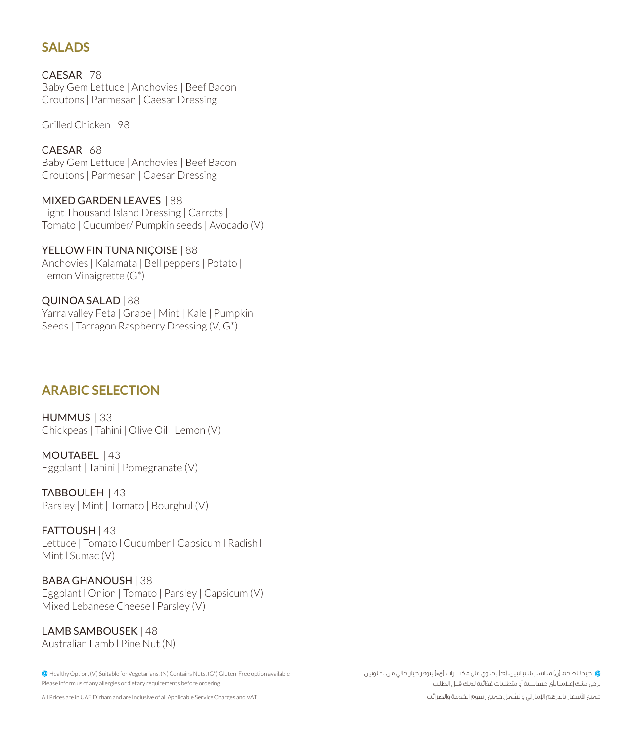## SALADS

**CAESAR** | 78
Baby Gem Lettuce | Anchovies | Beef Bacon | Croutons | Parmesan | Caesar Dressing

Grilled Chicken | 98

**CAESAR** | 68
Baby Gem Lettuce | Anchovies | Beef Bacon | Croutons | Parmesan | Caesar Dressing

**MIXED GARDEN LEAVES** | 88
Light Thousand Island Dressing | Carrots | Tomato | Cucumber/ Pumpkin seeds | Avocado (V)

**YELLOW FIN TUNA NIÇOISE** | 88
Anchovies | Kalamata | Bell peppers | Potato | Lemon Vinaigrette (G*)

**QUINOA SALAD** | 88
Yarra valley Feta | Grape | Mint | Kale | Pumpkin Seeds | Tarragon Raspberry Dressing (V, G*)

## ARABIC SELECTION

**HUMMUS** | 33
Chickpeas | Tahini | Olive Oil | Lemon (V)

**MOUTABEL** | 43
Eggplant | Tahini | Pomegranate (V)

**TABBOULEH** | 43
Parsley | Mint | Tomato | Bourghul (V)

**FATTOUSH** | 43
Lettuce | Tomato l Cucumber l Capsicum l Radish l Mint l Sumac (V)

**BABA GHANOUSH** | 38
Eggplant l Onion | Tomato | Parsley | Capsicum (V)
Mixed Lebanese Cheese l Parsley (V)

**LAMB SAMBOUSEK** | 48
Australian Lamb l Pine Nut (N)

Healthy Option, (V) Suitable for Vegetarians, (N) Contains Nuts, (G*) Gluten-Free option available
Please inform us of any allergies or dietary requirements before ordering

All Prices are in UAE Dirham and are Inclusive of all Applicable Service Charges and VAT

جيد للصحة، (ن) مناسب للنباتيين، (م) يحتوي على مكسرات (غ*) يتوفر خيار خالي من الغلوتين
يرجى منك إعلامنا بأي حساسية أو متطلبات غذائية لديك قبل الطلب

جميع الأسعار بالدرهم الإماراتي و تشمل جميع رسوم الخدمة والضرائب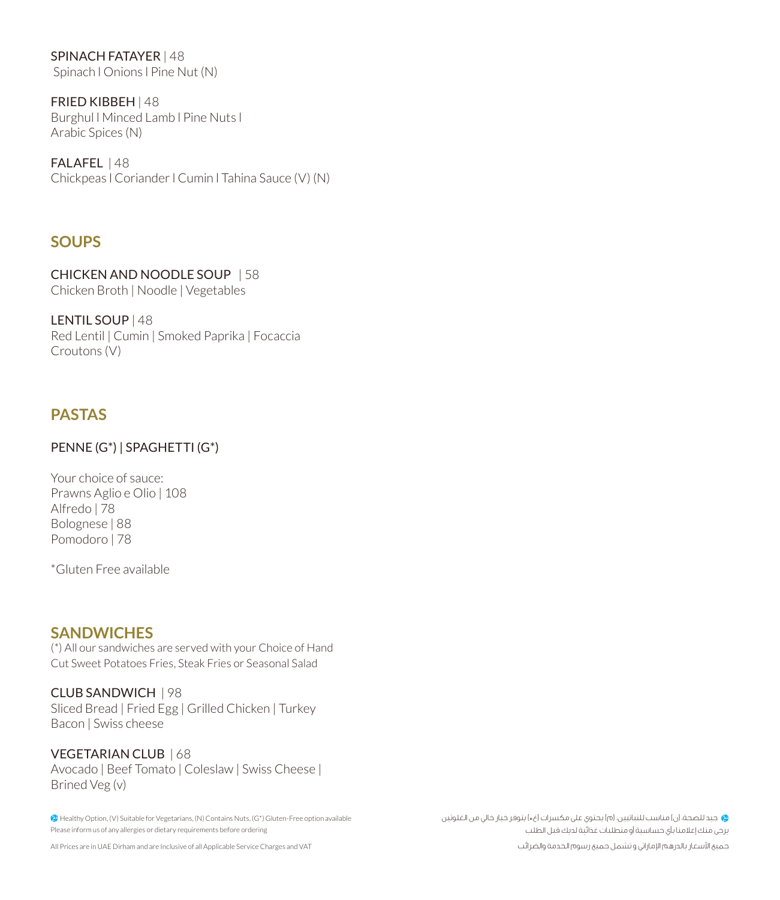SPINACH FATAYER | 48
Spinach l Onions l Pine Nut (N)

FRIED KIBBEH | 48
Burghul l Minced Lamb l Pine Nuts l
Arabic Spices (N)

FALAFEL | 48
Chickpeas l Coriander l Cumin l Tahina Sauce (V) (N)

## SOUPS

CHICKEN AND NOODLE SOUP | 58
Chicken Broth | Noodle | Vegetables

LENTIL SOUP | 48
Red Lentil | Cumin | Smoked Paprika | Focaccia
Croutons (V)

## PASTAS

PENNE (G*) | SPAGHETTI (G*)

Your choice of sauce:
Prawns Aglio e Olio | 108
Alfredo | 78
Bolognese | 88
Pomodoro | 78

*Gluten Free available

## SANDWICHES

(*) All our sandwiches are served with your Choice of Hand Cut Sweet Potatoes Fries, Steak Fries or Seasonal Salad

CLUB SANDWICH | 98
Sliced Bread | Fried Egg | Grilled Chicken | Turkey
Bacon | Swiss cheese

VEGETARIAN CLUB | 68
Avocado | Beef Tomato | Coleslaw | Swiss Cheese |
Brined Veg (v)

Healthy Option, (V) Suitable for Vegetarians, (N) Contains Nuts, (G*) Gluten-Free option available
Please inform us of any allergies or dietary requirements before ordering

All Prices are in UAE Dirham and are Inclusive of all Applicable Service Charges and VAT

جيد للصحة، (ن) مناسب للنباتيين، (م) يحتوي على مكسرات (غ*) يتوفر خيار خالي من الغلوتين
يرجى منك إعلامنا بأي حساسية أو متطلبات غذائية لديك قبل الطلب

جميع الأسعار بالدرهم الإماراتي و تشمل جميع رسوم الخدمة والضرائب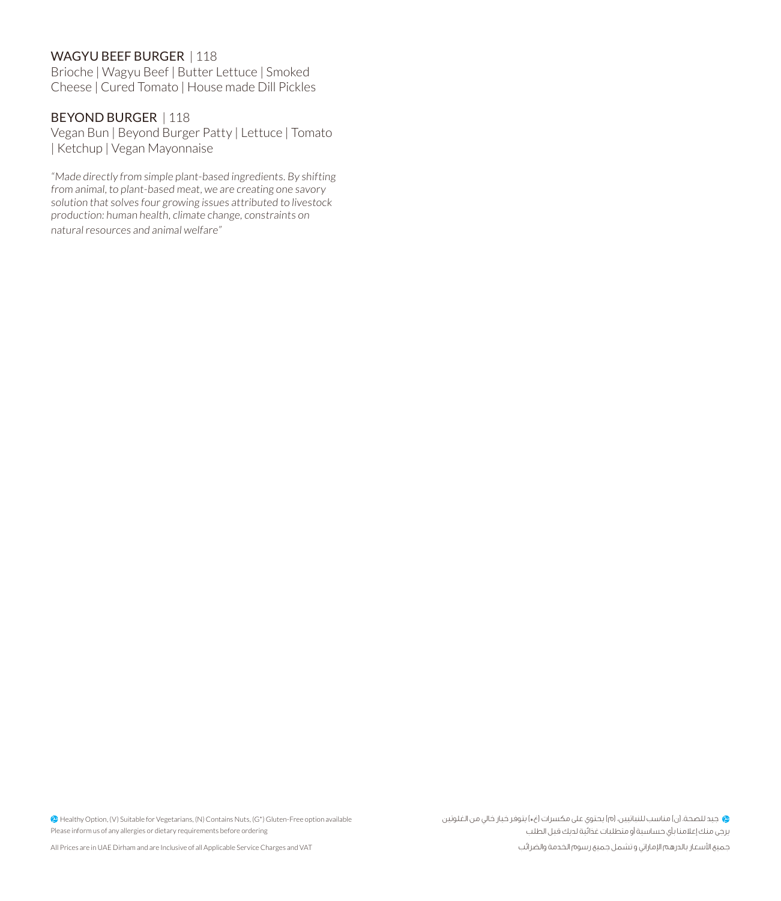### WAGYU BEEF BURGER | 118

Brioche | Wagyu Beef | Butter Lettuce | Smoked Cheese | Cured Tomato | House made Dill Pickles

### BEYOND BURGER | 118

Vegan Bun | Beyond Burger Patty | Lettuce | Tomato | Ketchup | Vegan Mayonnaise

*"Made directly from simple plant-based ingredients. By shifting from animal, to plant-based meat, we are creating one savory solution that solves four growing issues attributed to livestock production: human health, climate change, constraints on natural resources and animal welfare"*

Healthy Option, (V) Suitable for Vegetarians, (N) Contains Nuts, (G*) Gluten-Free option available
Please inform us of any allergies or dietary requirements before ordering

All Prices are in UAE Dirham and are Inclusive of all Applicable Service Charges and VAT

جيد للصحة، (ن) مناسب للنباتيين، (م) يحتوي على مكسرات (غ*) يتوفر خيار خالي من الغلوتين
يرجى منك إعلامنا بأي حساسية أو متطلبات غذائية لديك قبل الطلب

جميع الأسعار بالدرهم الإماراتي و تشمل جميع رسوم الخدمة والضرائب